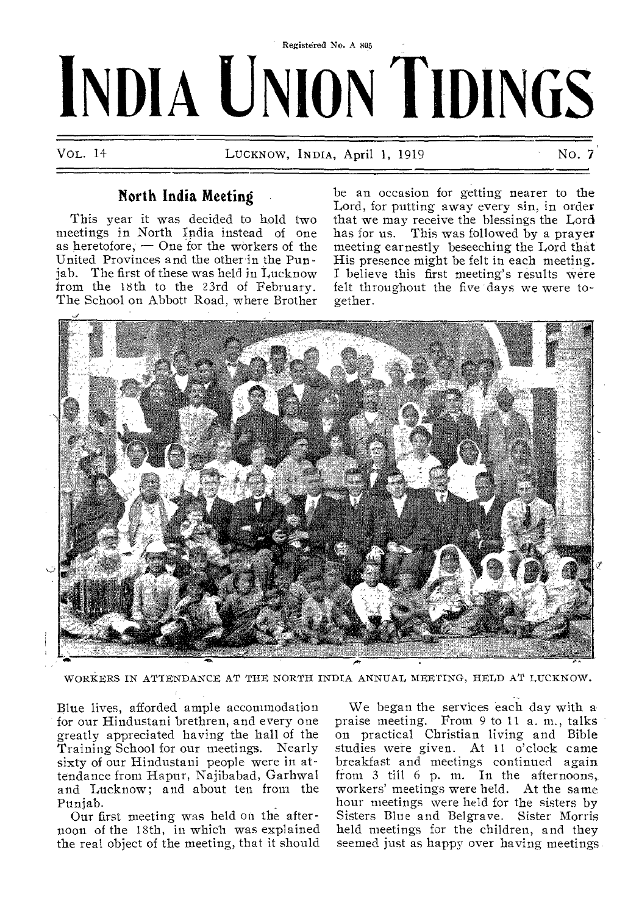Registered No. A 805

# INDIA UNION TIDINGS

VOL. 14 LUCKNOW, INDIA, April 1, 1919 No. 7

## North India Meeting

This year it was decided to hold two meetings in North India instead of one as heretofore, — One for the workers of the United Provinces and the other in the Punjab. The first of these was held in Lucknow from the 18th to the 23rd of February. The School on Abbott Road, where Brother Blue lives, afforded ample accommodation for our Hindustani brethren, and every one greatly appreciated having the hall of the Training School for our meetings. Nearly sixty of our Hindustani people were in attendance from Hapur, Najibabad, Garhwal and Lucknow; and about ten from the Punjab.

Our first meeting was held on the afternoon of the 18th, in which was explained the real object of the meeting, that it should be an occasion for getting nearer to the Lord, for putting away every sin, in order that we may receive the blessings the Lord has for us. This was followed by a prayer meeting earnestly beseeching the Lord that His presence might be felt in each meeting. I believe this first meeting's results were felt throughout the five days we were together.

WORKERS IN ATTENDANCE AT THE NORTH INDIA ANNUAL MEETING, HELD AT LUCKNOW.

We began the services each day with a praise meeting. From 9 to 11 a. m., talks on practical Christian living and Bible studies were given. At 11 o'clock came breakfast and meetings continued again from 3 till 6 p. m. In the afternoons, workers' meetings were held. At the same hour meetings were held for the sisters by Sisters Blue and Belgrave. Sister Morris held meetings for the children, and they seemed just as happy over having meetings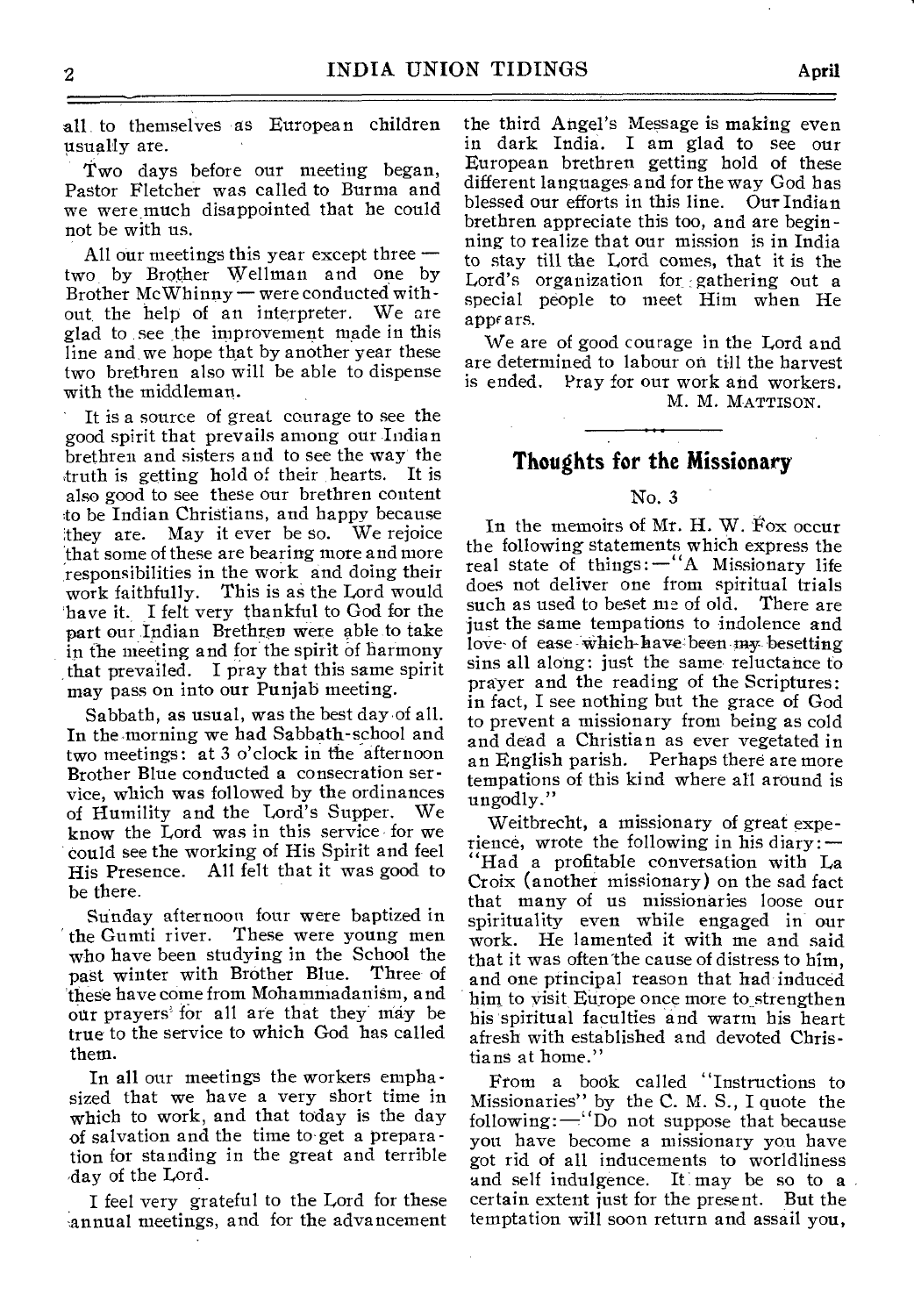all to themselves as European children usually are.

Two days before our meeting began, Pastor Fletcher was called to Burma and we were much disappointed that he could not be with us.

All our meetings this year except three — two by Brother Wellman and one by Brother McWhinny — were conducted without the help of an interpreter. We are glad to see the improvement made in this line and we hope that by another year these two brethren also will be able to dispense with the middleman.

It is a source of great courage to see the good spirit that prevails among our Indian brethren and sisters and to see the way the truth is getting hold of their hearts. It is also good to see these our brethren content to be Indian Christians, and happy because they are. May it ever be so. We rejoice that some of these are bearing more and more responsibilities in the work and doing their work faithfully. This is as the Lord would have it. I felt very thankful to God for the part our Indian Brethren were able to take in the meeting and for the spirit of harmony that prevailed. I pray that this same spirit may pass on into our Punjab meeting.

Sabbath, as usual, was the best day of all. In the morning we had Sabbath-school and two meetings: at 3 o'clock in the afternoon Brother Blue conducted a consecration service, which was followed by the ordinances of Humility and the Lord's Supper. We know the Lord was in this service for we could see the working of His Spirit and feel His Presence. All felt that it was good to be there.

Sunday afternoon four were baptized in the Gumti river. These were young men who have been studying in the School the past winter with Brother Blue. Three of these have come from Mohammadanism, and our prayers for all are that they may be true to the service to which God has called them.

In all our meetings the workers emphasized that we have a very short time in which to work, and that today is the day of salvation and the time to get a preparation for standing in the great and terrible day of the Lord.

I feel very grateful to the Lord for these annual meetings, and for the advancement the third Angel's Message is making even in dark India. I am glad to see our European brethren getting hold of these different languages and for the way God has blessed our efforts in this line. Our Indian brethren appreciate this too, and are beginning to realize that our mission is in India to stay till the Lord comes, that it is the Lord's organization for gathering out a special people to meet Him when He appears.

We are of good courage in the Lord and are determined to labour on till the harvest is ended. Pray for our work and workers.

M. M. MATTISON.

## Thoughts for the Missionary

No. 3

In the memoirs of Mr. H. W. Fox occur the following statements which express the real state of things:—"A Missionary life does not deliver one from spiritual trials such as used to beset me of old. There are just the same tempations to indolence and love of ease which have been my besetting sins all along: just the same reluctance to prayer and the reading of the Scriptures: in fact, I see nothing but the grace of God to prevent a missionary from being as cold and dead a Christian as ever vegetated in an English parish. Perhaps there are more tempations of this kind where all around is ungodly."

Weitbrecht, a missionary of great experience, wrote the following in his diary:— "Had a profitable conversation with La Croix (another missionary) on the sad fact that many of us missionaries loose our spirituality even while engaged in our work. He lamented it with me and said that it was often the cause of distress to him, and one principal reason that had induced him to visit Europe once more to strengthen his spiritual faculties and warm his heart afresh with established and devoted Christians at home."

From a book called "Instructions to Missionaries" by the C. M. S., I quote the following:—"Do not suppose that because you have become a missionary you have got rid of all inducements to worldliness and self indulgence. It may be so to a certain extent just for the present. But the temptation will soon return and assail you,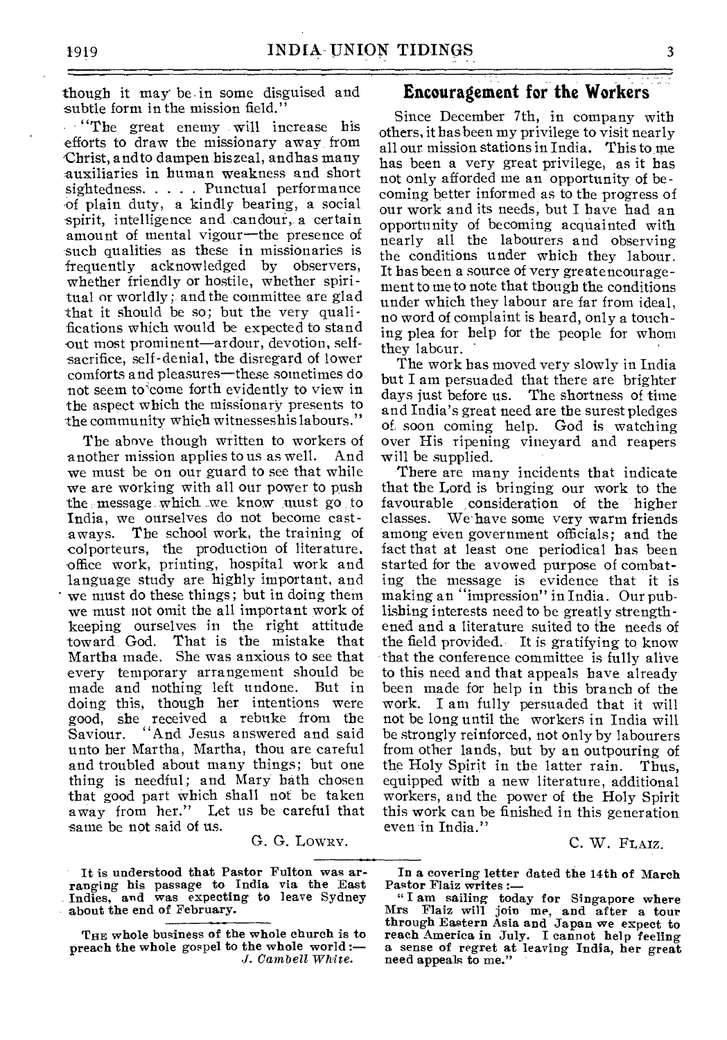though it may be in some disguised and subtle form in the mission field."

"The great enemy will increase his efforts to draw the missionary away from Christ, and to dampen his zeal, and has many auxiliaries in human weakness and short sightedness. . . . . Punctual performance of plain duty, a kindly bearing, a social spirit, intelligence and candour, a certain amount of mental vigour—the presence of such qualities as these in missionaries is frequently acknowledged by observers, whether friendly or hostile, whether spiritual or worldly; and the committee are glad that it should be so; but the very qualifications which would be expected to stand out most prominent—ardour, devotion, self-sacrifice, self-denial, the disregard of lower comforts and pleasures—these sometimes do not seem to come forth evidently to view in the aspect which the missionary presents to the community which witnesses his labours."

The above though written to workers of another mission applies to us as well. And we must be on our guard to see that while we are working with all our power to push the message which we know must go to India, we ourselves do not become castaways. The school work, the training of colporteurs, the production of literature, office work, printing, hospital work and language study are highly important, and we must do these things; but in doing them we must not omit the all important work of keeping ourselves in the right attitude toward God. That is the mistake that Martha made. She was anxious to see that every temporary arrangement should be made and nothing left undone. But in doing this, though her intentions were good, she received a rebuke from the Saviour. "And Jesus answered and said unto her Martha, Martha, thou are careful and troubled about many things; but one thing is needful; and Mary hath chosen that good part which shall not be taken away from her." Let us be careful that same be not said of us.

G. G. Lowry.

**It is understood that Pastor Fulton was arranging his passage to India via the East Indies, and was expecting to leave Sydney about the end of February.**

**The whole business of the whole church is to preach the whole gospel to the whole world:—** *J. Cambell White.*

## Encouragement for the Workers

Since December 7th, in company with others, it has been my privilege to visit nearly all our mission stations in India. This to me has been a very great privilege, as it has not only afforded me an opportunity of becoming better informed as to the progress of our work and its needs, but I have had an opportunity of becoming acquainted with nearly all the labourers and observing the conditions under which they labour. It has been a source of very great encouragement to me to note that though the conditions under which they labour are far from ideal, no word of complaint is heard, only a touching plea for help for the people for whom they labour.

The work has moved very slowly in India but I am persuaded that there are brighter days just before us. The shortness of time and India's great need are the surest pledges of soon coming help. God is watching over His ripening vineyard and reapers will be supplied.

There are many incidents that indicate that the Lord is bringing our work to the favourable consideration of the higher classes. We have some very warm friends among even government officials; and the fact that at least one periodical has been started for the avowed purpose of combating the message is evidence that it is making an "impression" in India. Our publishing interests need to be greatly strengthened and a literature suited to the needs of the field provided. It is gratifying to know that the conference committee is fully alive to this need and that appeals have already been made for help in this branch of the work. I am fully persuaded that it will not be long until the workers in India will be strongly reinforced, not only by labourers from other lands, but by an outpouring of the Holy Spirit in the latter rain. Thus, equipped with a new literature, additional workers, and the power of the Holy Spirit this work can be finished in this generation even in India."

C. W. Flaiz.

**In a covering letter dated the 14th of March Pastor Flaiz writes:—**

**"I am sailing today for Singapore where Mrs Flaiz will join me, and after a tour through Eastern Asia and Japan we expect to reach America in July. I cannot help feeling a sense of regret at leaving India, her great need appeals to me."**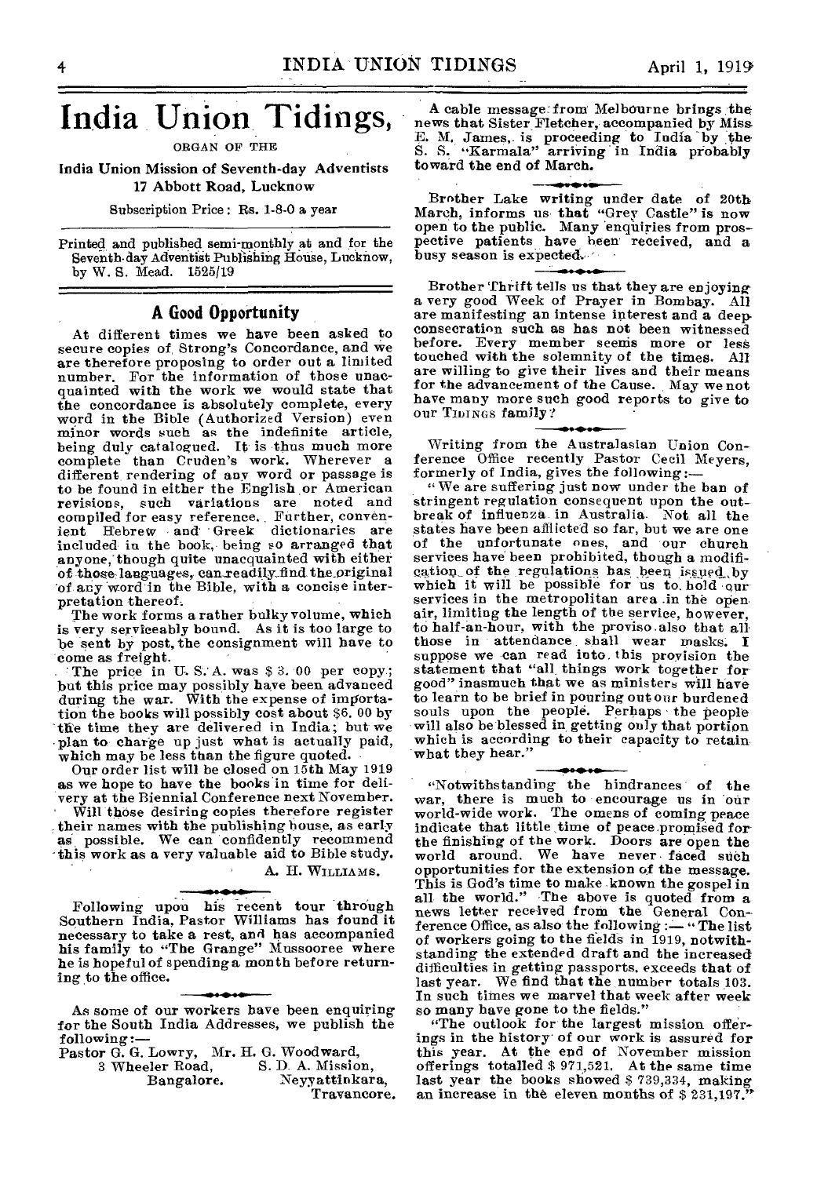# India Union Tidings,

ORGAN OF THE

India Union Mission of Seventh-day Adventists
17 Abbott Road, Lucknow

Subscription Price: Rs. 1-8-0 a year

Printed and published semi-monthly at and for the Seventh-day Adventist Publishing House, Lucknow, by W. S. Mead. 1525/19

## A Good Opportunity

At different times we have been asked to secure copies of Strong's Concordance, and we are therefore proposing to order out a limited number. For the information of those unacquainted with the work we would state that the concordance is absolutely complete, every word in the Bible (Authorized Version) even minor words such as the indefinite article, being duly catalogued. It is thus much more complete than Cruden's work. Wherever a different rendering of any word or passage is to be found in either the English or American revisions, such variations are noted and compiled for easy reference. Further, convenient Hebrew and Greek dictionaries are included in the book, being so arranged that anyone, though quite unacquainted with either of those languages, can readily find the original of any word in the Bible, with a concise interpretation thereof.

The work forms a rather bulky volume, which is very serviceably bound. As it is too large to be sent by post, the consignment will have to come as freight.

The price in U. S. A. was $ 3. 00 per copy; but this price may possibly have been advanced during the war. With the expense of importation the books will possibly cost about $6. 00 by the time they are delivered in India; but we plan to charge up just what is actually paid, which may be less than the figure quoted.

Our order list will be closed on 15th May 1919 as we hope to have the books in time for delivery at the Biennial Conference next November.

Will those desiring copies therefore register their names with the publishing house, as early as possible. We can confidently recommend this work as a very valuable aid to Bible study.

A. H. WILLIAMS.

---

Following upon his recent tour through Southern India, Pastor Williams has found it necessary to take a rest, and has accompanied his family to "The Grange" Mussooree where he is hopeful of spending a month before returning to the office.

---

As some of our workers have been enquiring for the South India Addresses, we publish the following:—

| | |
|---|---|
| Pastor G. G. Lowry, | Mr. H. G. Woodward, |
| 3 Wheeler Road, | S. D. A. Mission, |
| Bangalore. | Neyyattinkara, |
| | Travancore. |

---

A cable message from Melbourne brings the news that Sister Fletcher, accompanied by Miss E. M. James, is proceeding to India by the S. S. "Karmala" arriving in India probably toward the end of March.

---

Brother Lake writing under date of 20th March, informs us that "Grey Castle" is now open to the public. Many enquiries from prospective patients have been received, and a busy season is expected.

---

Brother Thrift tells us that they are enjoying a very good Week of Prayer in Bombay. All are manifesting an intense interest and a deep consecration such as has not been witnessed before. Every member seems more or less touched with the solemnity of the times. All are willing to give their lives and their means for the advancement of the Cause. May we not have many more such good reports to give to our TIDINGS family?

---

Writing from the Australasian Union Conference Office recently Pastor Cecil Meyers, formerly of India, gives the following:—

"We are suffering just now under the ban of stringent regulation consequent upon the outbreak of influenza in Australia. Not all the states have been afflicted so far, but we are one of the unfortunate ones, and our church services have been prohibited, though a modification of the regulations has been issued by which it will be possible for us to hold our services in the metropolitan area in the open air, limiting the length of the service, however, to half-an-hour, with the proviso also that all those in attendance shall wear masks. I suppose we can read into this provision the statement that "all things work together for good" inasmuch that we as ministers will have to learn to be brief in pouring out our burdened souls upon the people. Perhaps the people will also be blessed in getting only that portion which is according to their capacity to retain what they hear."

---

"Notwithstanding the hindrances of the war, there is much to encourage us in our world-wide work. The omens of coming peace indicate that little time of peace promised for the finishing of the work. Doors are open the world around. We have never faced such opportunities for the extension of the message. This is God's time to make known the gospel in all the world." The above is quoted from a news letter received from the General Conference Office, as also the following:— "The list of workers going to the fields in 1919, notwithstanding the extended draft and the increased difficulties in getting passports, exceeds that of last year. We find that the number totals 103. In such times we marvel that week after week so many have gone to the fields."

"The outlook for the largest mission offerings in the history of our work is assured for this year. At the end of November mission offerings totalled $ 971,521. At the same time last year the books showed $ 739,334, making an increase in the eleven months of $ 231,197."